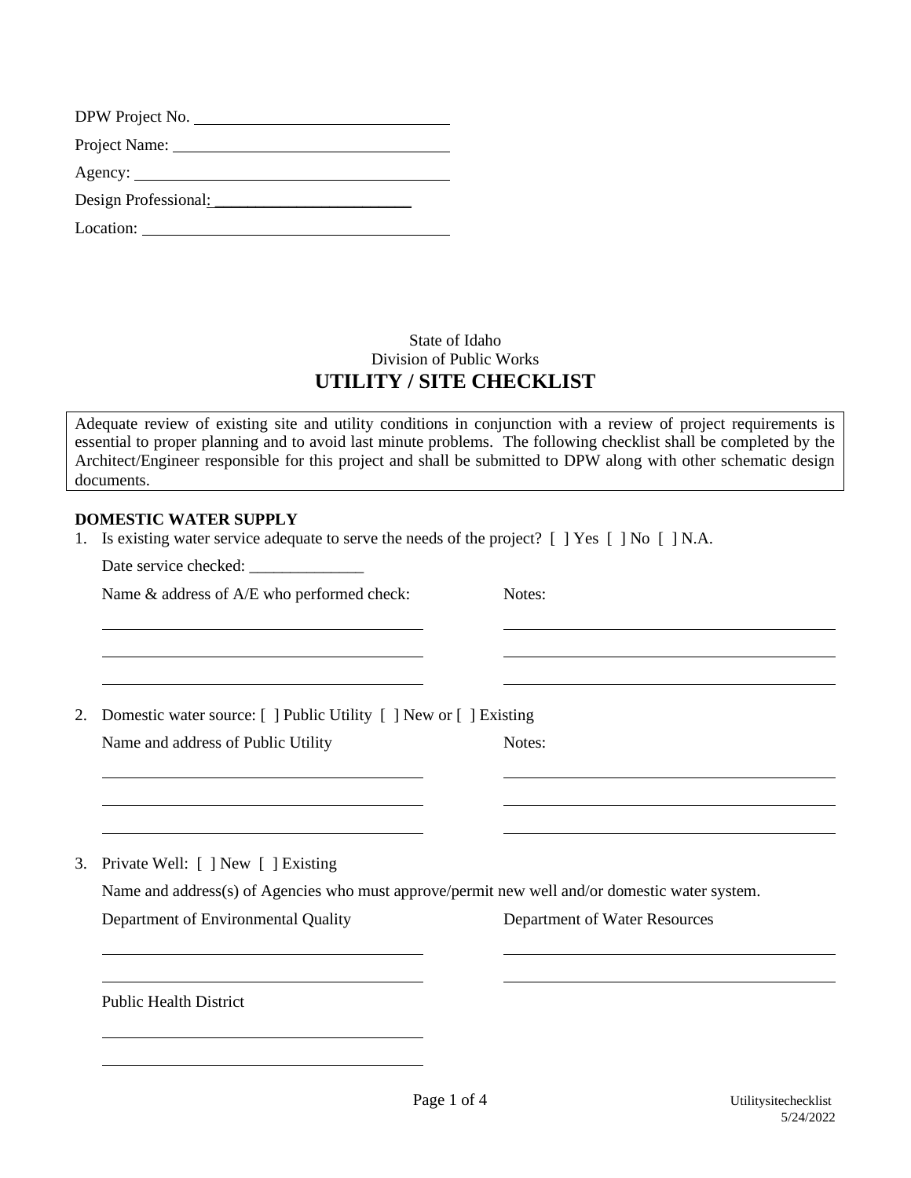DPW Project No. ______________________________

Project Name: ______________________________

Agency: ______________________________

Design Professional: ________________________

Location: ______________________________

State of Idaho

Division of Public Works

# UTILITY / SITE CHECKLIST

Adequate review of existing site and utility conditions in conjunction with a review of project requirements is essential to proper planning and to avoid last minute problems. The following checklist shall be completed by the Architect/Engineer responsible for this project and shall be submitted to DPW along with other schematic design documents.

### DOMESTIC WATER SUPPLY

1. Is existing water service adequate to serve the needs of the project? [ ] Yes [ ] No [ ] N.A.

   Date service checked: ______________

   Name & address of A/E who performed check:

   ______________________________

   ______________________________

   ______________________________

   Notes:

   ______________________________

   ______________________________

   ______________________________

2. Domestic water source: [ ] Public Utility [ ] New or [ ] Existing

   Name and address of Public Utility

   ______________________________

   ______________________________

   ______________________________

   Notes:

   ______________________________

   ______________________________

   ______________________________

3. Private Well: [ ] New [ ] Existing

   Name and address(s) of Agencies who must approve/permit new well and/or domestic water system.

   Department of Environmental Quality

   ______________________________

   ______________________________

   Department of Water Resources

   ______________________________

   ______________________________

   Public Health District

   ______________________________

   ______________________________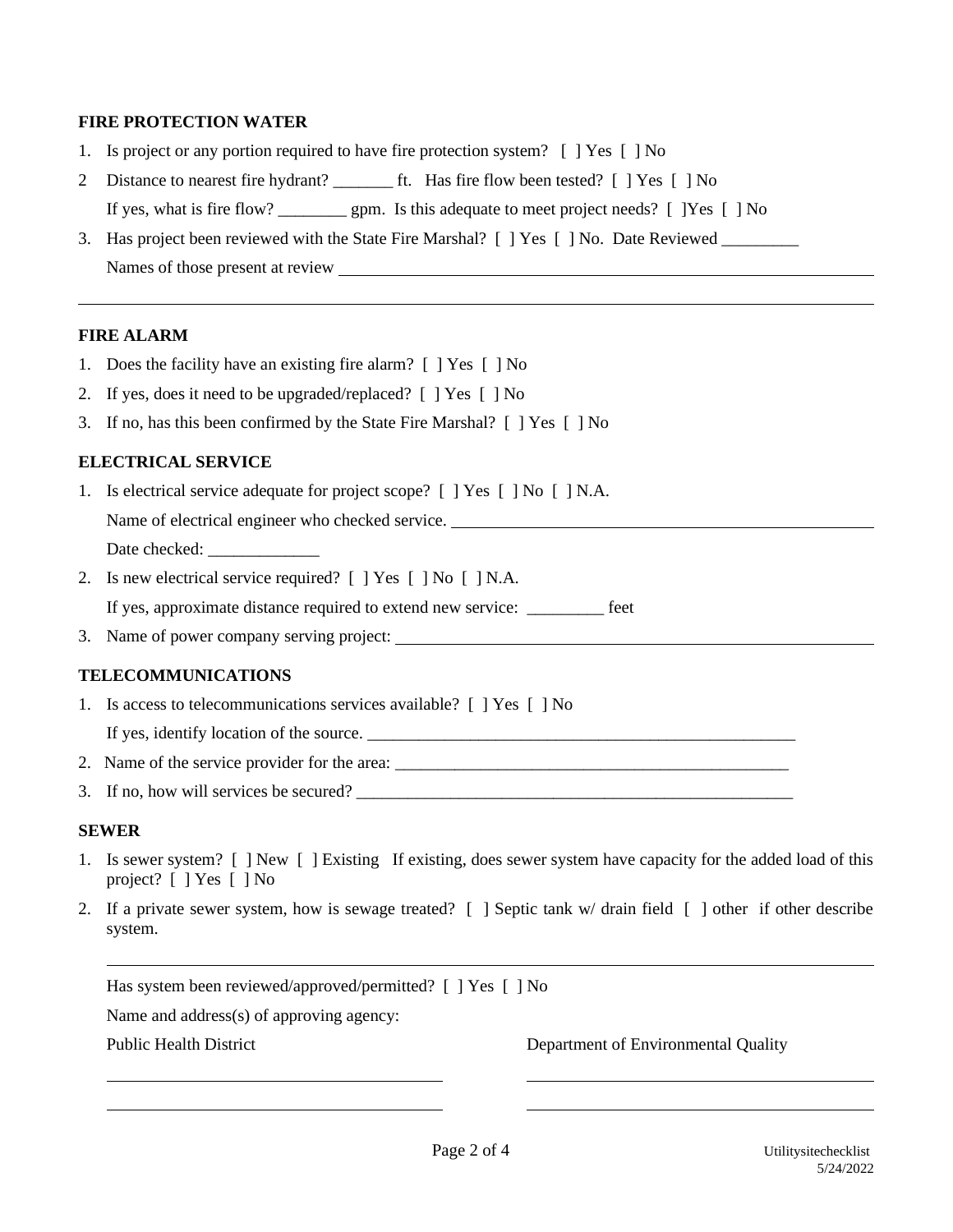**FIRE PROTECTION WATER**

1. Is project or any portion required to have fire protection system? [ ] Yes [ ] No
2. Distance to nearest fire hydrant? _______ ft. Has fire flow been tested? [ ] Yes [ ] No
   If yes, what is fire flow? ________ gpm. Is this adequate to meet project needs? [ ]Yes [ ] No
3. Has project been reviewed with the State Fire Marshal? [ ] Yes [ ] No. Date Reviewed _________
   Names of those present at review ____________________________________________

______________________________________________________________________________

**FIRE ALARM**

1. Does the facility have an existing fire alarm? [ ] Yes [ ] No
2. If yes, does it need to be upgraded/replaced? [ ] Yes [ ] No
3. If no, has this been confirmed by the State Fire Marshal? [ ] Yes [ ] No

**ELECTRICAL SERVICE**

1. Is electrical service adequate for project scope? [ ] Yes [ ] No [ ] N.A.
   Name of electrical engineer who checked service. ____________________________________
   Date checked: _____________
2. Is new electrical service required? [ ] Yes [ ] No [ ] N.A.
   If yes, approximate distance required to extend new service: _________ feet
3. Name of power company serving project: ____________________________________________

**TELECOMMUNICATIONS**

1. Is access to telecommunications services available? [ ] Yes [ ] No
   If yes, identify location of the source. _____________________________________________________
2. Name of the service provider for the area: _________________________________________________
3. If no, how will services be secured? ______________________________________________________

**SEWER**

1. Is sewer system? [ ] New [ ] Existing If existing, does sewer system have capacity for the added load of this project? [ ] Yes [ ] No
2. If a private sewer system, how is sewage treated? [ ] Septic tank w/ drain field [ ] other if other describe system.

   ______________________________________________________________________________

   Has system been reviewed/approved/permitted? [ ] Yes [ ] No

   Name and address(s) of approving agency:

   | Public Health District | Department of Environmental Quality |
   |---|---|
   | ______________________________ | ______________________________ |
   | ______________________________ | ______________________________ |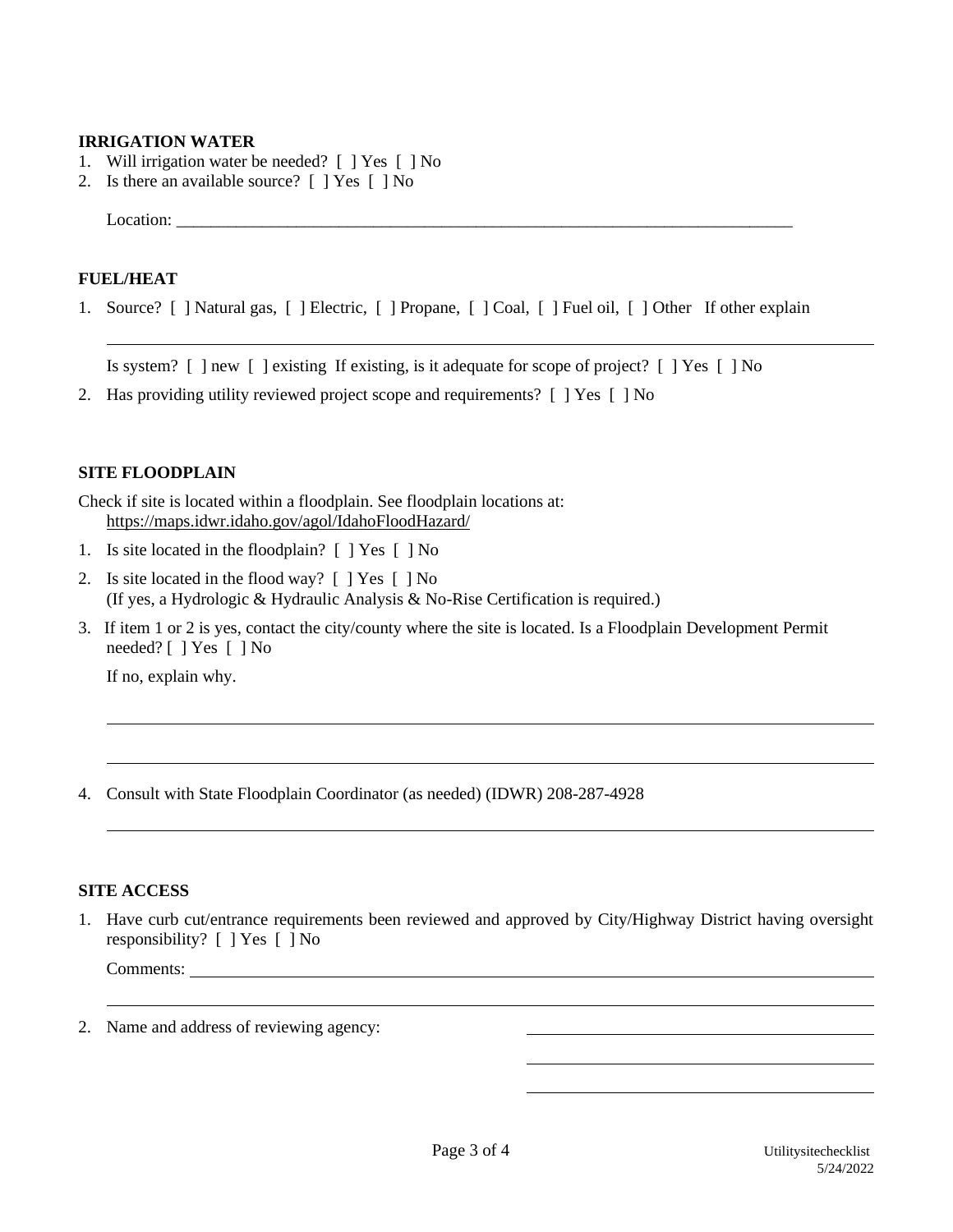**IRRIGATION WATER**

1. Will irrigation water be needed? [ ] Yes [ ] No
2. Is there an available source? [ ] Yes [ ] No

   Location: ___________________________________________________________________________

**FUEL/HEAT**

1. Source? [ ] Natural gas, [ ] Electric, [ ] Propane, [ ] Coal, [ ] Fuel oil, [ ] Other If other explain

   ___________________________________________________________________________

   Is system? [ ] new [ ] existing If existing, is it adequate for scope of project? [ ] Yes [ ] No

2. Has providing utility reviewed project scope and requirements? [ ] Yes [ ] No

**SITE FLOODPLAIN**

Check if site is located within a floodplain. See floodplain locations at:
https://maps.idwr.idaho.gov/agol/IdahoFloodHazard/

1. Is site located in the floodplain? [ ] Yes [ ] No
2. Is site located in the flood way? [ ] Yes [ ] No
   (If yes, a Hydrologic & Hydraulic Analysis & No-Rise Certification is required.)
3. If item 1 or 2 is yes, contact the city/county where the site is located. Is a Floodplain Development Permit needed? [ ] Yes [ ] No

   If no, explain why.

   ___________________________________________________________________________

   ___________________________________________________________________________

4. Consult with State Floodplain Coordinator (as needed) (IDWR) 208-287-4928

   ___________________________________________________________________________

**SITE ACCESS**

1. Have curb cut/entrance requirements been reviewed and approved by City/Highway District having oversight responsibility? [ ] Yes [ ] No

   Comments: ___________________________________________________________________________

   ___________________________________________________________________________

2. Name and address of reviewing agency: ______________________________

   ______________________________

   ______________________________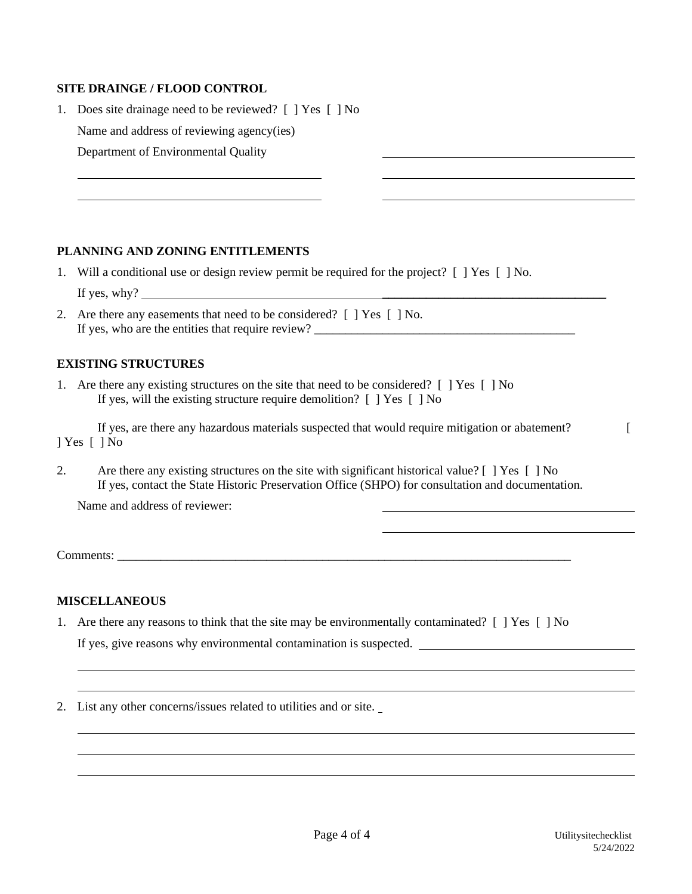**SITE DRAINGE / FLOOD CONTROL**

1. Does site drainage need to be reviewed? [ ] Yes [ ] No

   Name and address of reviewing agency(ies)

   Department of Environmental Quality ________________________________________

   ________________________________________ ________________________________________

   ________________________________________ ________________________________________

**PLANNING AND ZONING ENTITLEMENTS**

1. Will a conditional use or design review permit be required for the project? [ ] Yes [ ] No.

   If yes, why? ________________________________________________________________________________

2. Are there any easements that need to be considered? [ ] Yes [ ] No.
   If yes, who are the entities that require review? ___________________________________________

**EXISTING STRUCTURES**

1. Are there any existing structures on the site that need to be considered? [ ] Yes [ ] No
   If yes, will the existing structure require demolition? [ ] Yes [ ] No

   If yes, are there any hazardous materials suspected that would require mitigation or abatement? [ ] Yes [ ] No

2. Are there any existing structures on the site with significant historical value? [ ] Yes [ ] No
   If yes, contact the State Historic Preservation Office (SHPO) for consultation and documentation.

   Name and address of reviewer: ________________________________________

   ________________________________________

Comments: ______________________________________________________________________________

**MISCELLANEOUS**

1. Are there any reasons to think that the site may be environmentally contaminated? [ ] Yes [ ] No

   If yes, give reasons why environmental contamination is suspected. ___________________________________

   ______________________________________________________________________________________________

   ______________________________________________________________________________________________

2. List any other concerns/issues related to utilities and or site. _

   ______________________________________________________________________________________________

   ______________________________________________________________________________________________

   ______________________________________________________________________________________________

Utilitysitechecklist
5/24/2022